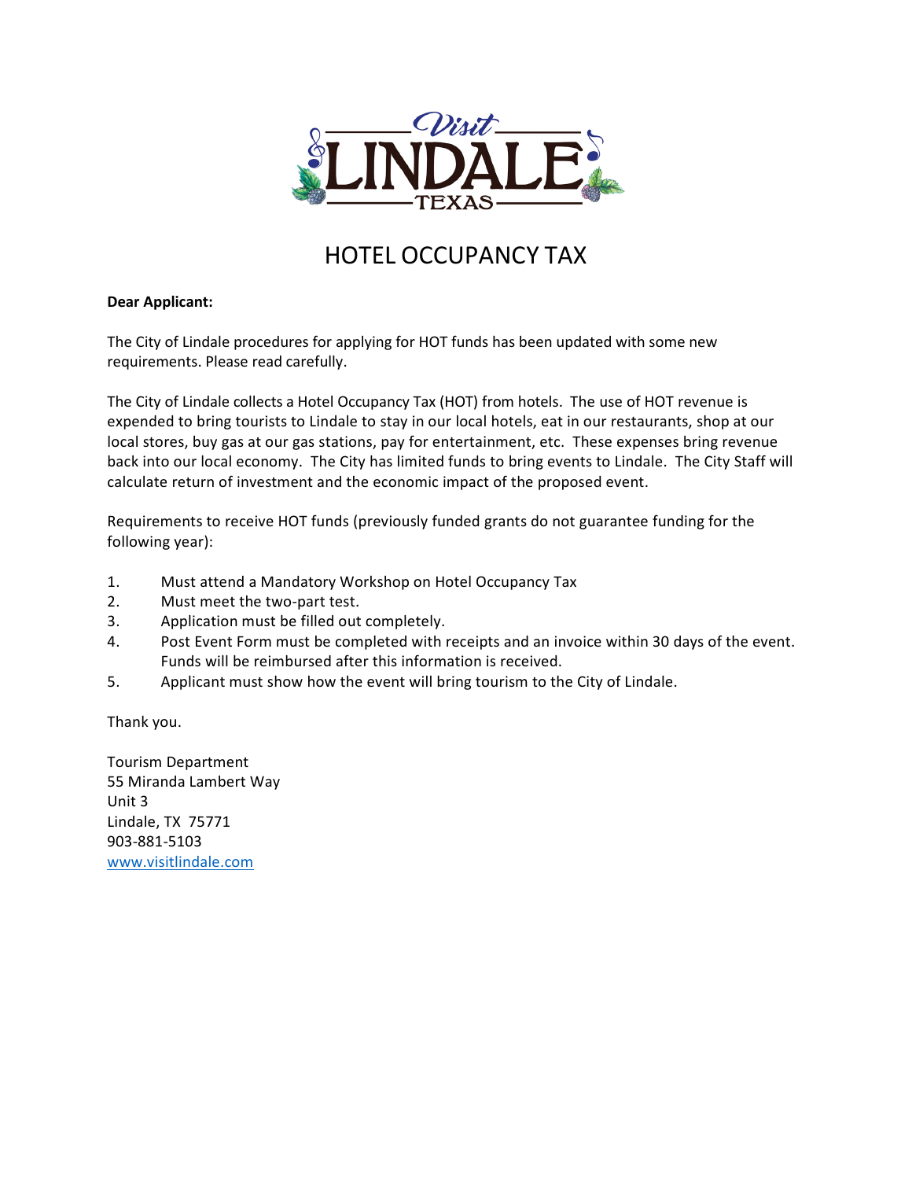# HOTEL OCCUPANCY TAX

**Dear Applicant:**

The City of Lindale procedures for applying for HOT funds has been updated with some new requirements. Please read carefully.

The City of Lindale collects a Hotel Occupancy Tax (HOT) from hotels. The use of HOT revenue is expended to bring tourists to Lindale to stay in our local hotels, eat in our restaurants, shop at our local stores, buy gas at our gas stations, pay for entertainment, etc. These expenses bring revenue back into our local economy. The City has limited funds to bring events to Lindale. The City Staff will calculate return of investment and the economic impact of the proposed event.

Requirements to receive HOT funds (previously funded grants do not guarantee funding for the following year):

1. Must attend a Mandatory Workshop on Hotel Occupancy Tax
2. Must meet the two-part test.
3. Application must be filled out completely.
4. Post Event Form must be completed with receipts and an invoice within 30 days of the event. Funds will be reimbursed after this information is received.
5. Applicant must show how the event will bring tourism to the City of Lindale.

Thank you.

Tourism Department
55 Miranda Lambert Way
Unit 3
Lindale, TX 75771
903-881-5103
www.visitlindale.com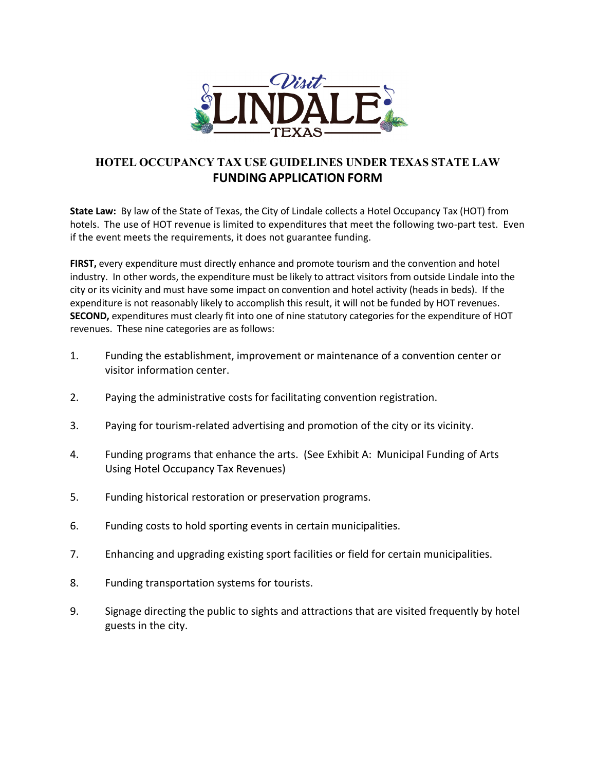# HOTEL OCCUPANCY TAX USE GUIDELINES UNDER TEXAS STATE LAW

## FUNDING APPLICATION FORM

**State Law:** By law of the State of Texas, the City of Lindale collects a Hotel Occupancy Tax (HOT) from hotels. The use of HOT revenue is limited to expenditures that meet the following two-part test. Even if the event meets the requirements, it does not guarantee funding.

**FIRST,** every expenditure must directly enhance and promote tourism and the convention and hotel industry. In other words, the expenditure must be likely to attract visitors from outside Lindale into the city or its vicinity and must have some impact on convention and hotel activity (heads in beds). If the expenditure is not reasonably likely to accomplish this result, it will not be funded by HOT revenues. **SECOND,** expenditures must clearly fit into one of nine statutory categories for the expenditure of HOT revenues. These nine categories are as follows:

1. Funding the establishment, improvement or maintenance of a convention center or visitor information center.
2. Paying the administrative costs for facilitating convention registration.
3. Paying for tourism-related advertising and promotion of the city or its vicinity.
4. Funding programs that enhance the arts. (See Exhibit A: Municipal Funding of Arts Using Hotel Occupancy Tax Revenues)
5. Funding historical restoration or preservation programs.
6. Funding costs to hold sporting events in certain municipalities.
7. Enhancing and upgrading existing sport facilities or field for certain municipalities.
8. Funding transportation systems for tourists.
9. Signage directing the public to sights and attractions that are visited frequently by hotel guests in the city.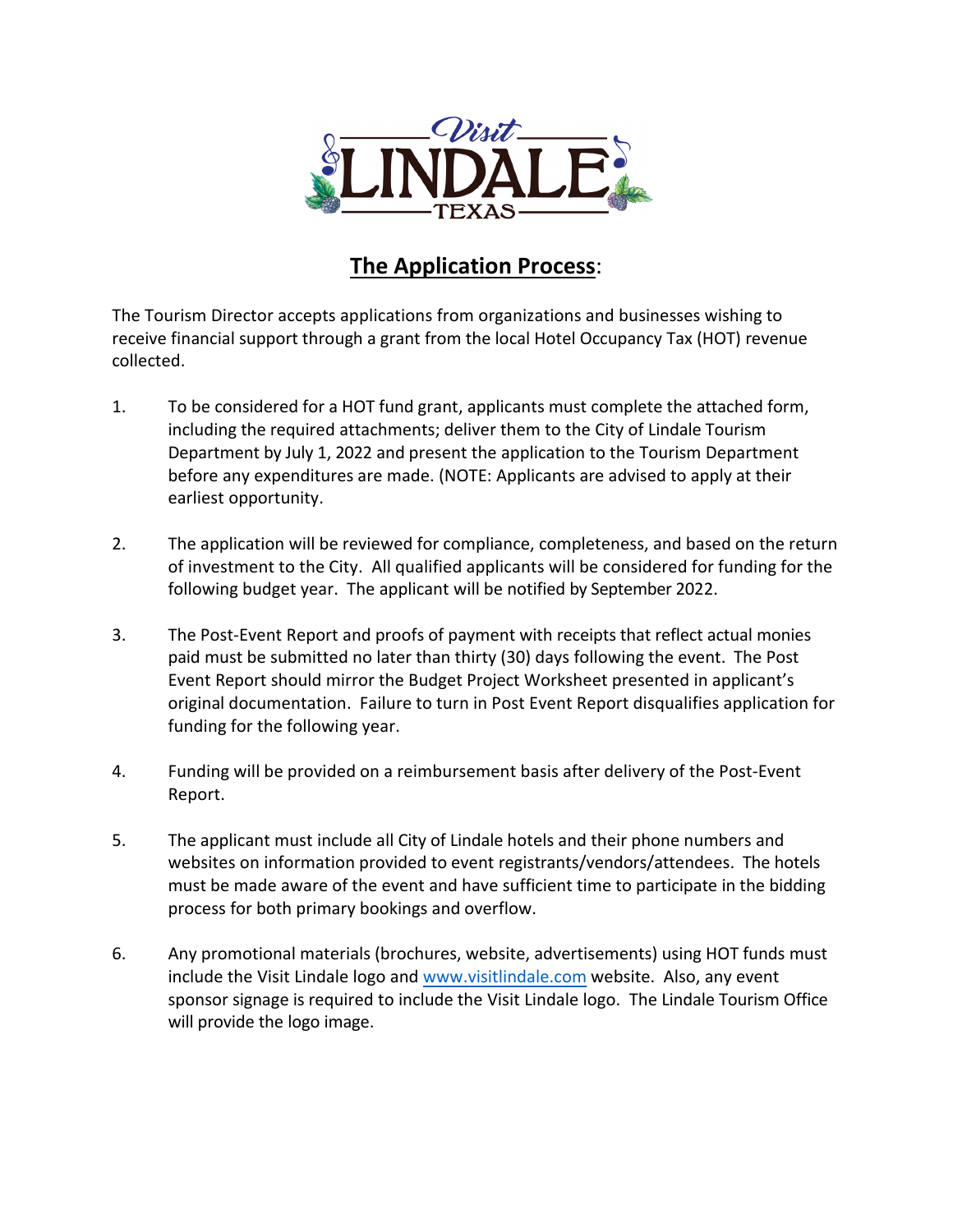## The Application Process:

The Tourism Director accepts applications from organizations and businesses wishing to receive financial support through a grant from the local Hotel Occupancy Tax (HOT) revenue collected.

1. To be considered for a HOT fund grant, applicants must complete the attached form, including the required attachments; deliver them to the City of Lindale Tourism Department by July 1, 2022 and present the application to the Tourism Department before any expenditures are made. (NOTE: Applicants are advised to apply at their earliest opportunity.

2. The application will be reviewed for compliance, completeness, and based on the return of investment to the City. All qualified applicants will be considered for funding for the following budget year. The applicant will be notified by September 2022.

3. The Post-Event Report and proofs of payment with receipts that reflect actual monies paid must be submitted no later than thirty (30) days following the event. The Post Event Report should mirror the Budget Project Worksheet presented in applicant's original documentation. Failure to turn in Post Event Report disqualifies application for funding for the following year.

4. Funding will be provided on a reimbursement basis after delivery of the Post-Event Report.

5. The applicant must include all City of Lindale hotels and their phone numbers and websites on information provided to event registrants/vendors/attendees. The hotels must be made aware of the event and have sufficient time to participate in the bidding process for both primary bookings and overflow.

6. Any promotional materials (brochures, website, advertisements) using HOT funds must include the Visit Lindale logo and www.visitlindale.com website. Also, any event sponsor signage is required to include the Visit Lindale logo. The Lindale Tourism Office will provide the logo image.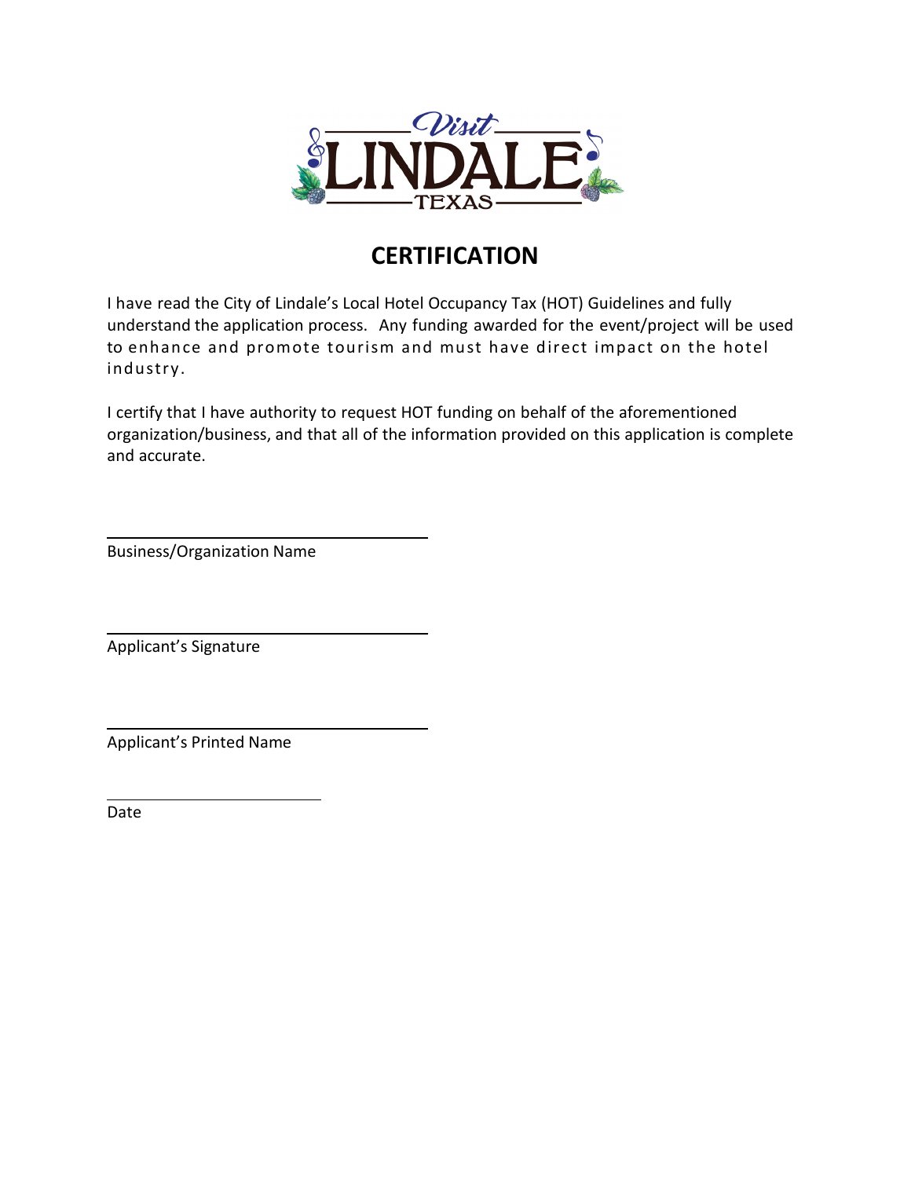# CERTIFICATION

I have read the City of Lindale's Local Hotel Occupancy Tax (HOT) Guidelines and fully understand the application process. Any funding awarded for the event/project will be used to enhance and promote tourism and must have direct impact on the hotel industry.

I certify that I have authority to request HOT funding on behalf of the aforementioned organization/business, and that all of the information provided on this application is complete and accurate.

\_\_\_\_\_\_\_\_\_\_\_\_\_\_\_\_\_\_\_\_\_\_\_\_\_\_\_\_\_\_\_\_\_\_\_\_

Business/Organization Name

\_\_\_\_\_\_\_\_\_\_\_\_\_\_\_\_\_\_\_\_\_\_\_\_\_\_\_\_\_\_\_\_\_\_\_\_

Applicant's Signature

\_\_\_\_\_\_\_\_\_\_\_\_\_\_\_\_\_\_\_\_\_\_\_\_\_\_\_\_\_\_\_\_\_\_\_\_

Applicant's Printed Name

\_\_\_\_\_\_\_\_\_\_\_\_\_\_\_\_\_\_\_\_\_\_\_\_

Date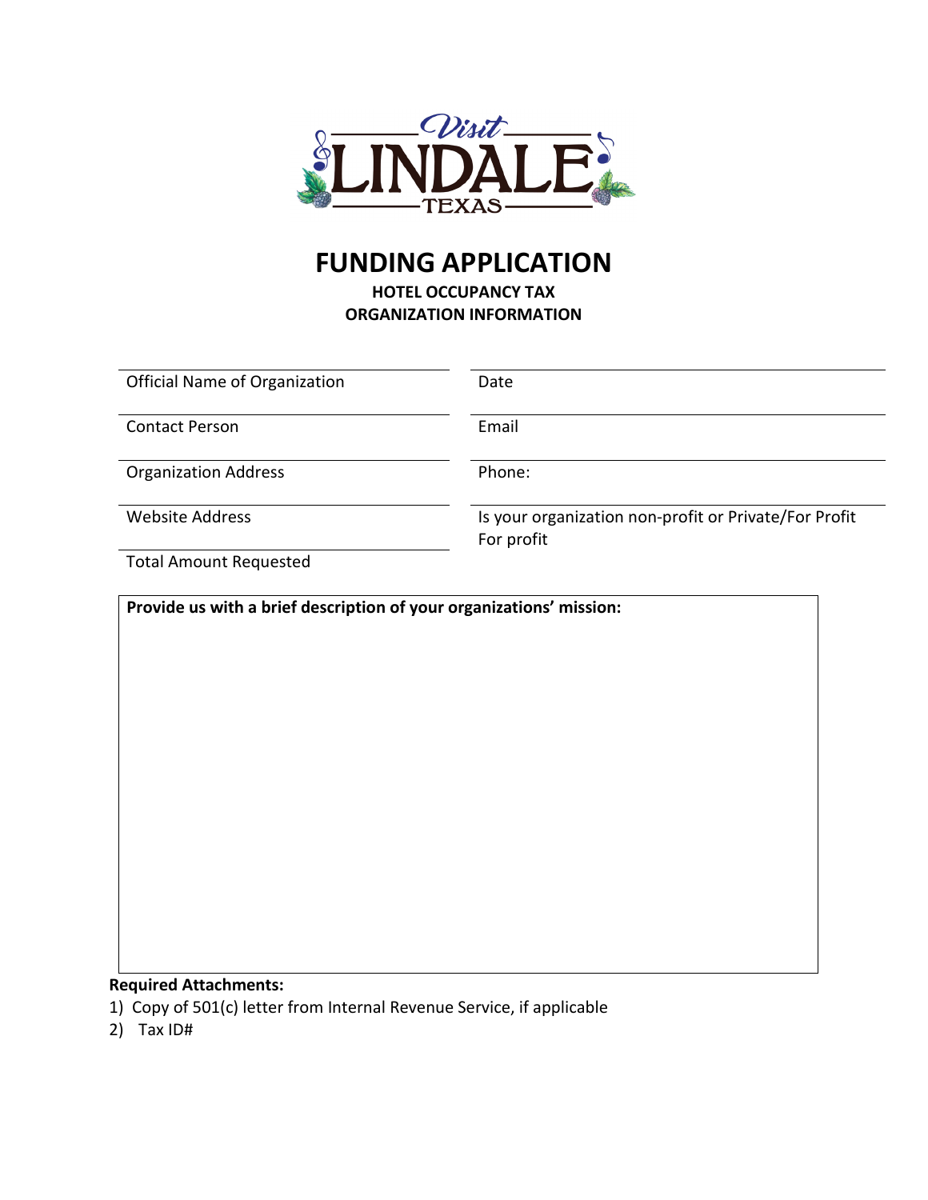# FUNDING APPLICATION

**HOTEL OCCUPANCY TAX**
**ORGANIZATION INFORMATION**

| | |
|---|---|
| Official Name of Organization | Date |
| Contact Person | Email |
| Organization Address | Phone: |
| Website Address | Is your organization non-profit or Private/For Profit For profit |
| Total Amount Requested | |

**Provide us with a brief description of your organizations' mission:**

**Required Attachments:**

1) Copy of 501(c) letter from Internal Revenue Service, if applicable
2) Tax ID#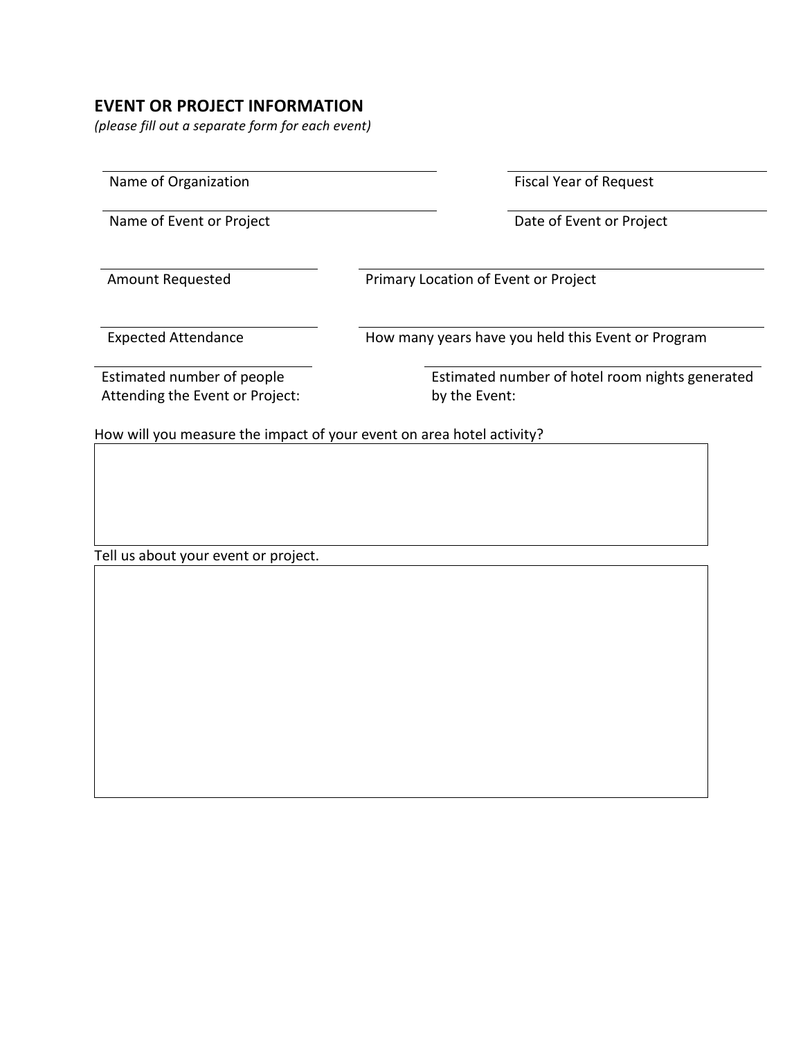## EVENT OR PROJECT INFORMATION

*(please fill out a separate form for each event)*

Name of Organization

Fiscal Year of Request

Name of Event or Project

Date of Event or Project

Amount Requested

Primary Location of Event or Project

Expected Attendance

How many years have you held this Event or Program

Estimated number of people Attending the Event or Project:

Estimated number of hotel room nights generated by the Event:

How will you measure the impact of your event on area hotel activity?

Tell us about your event or project.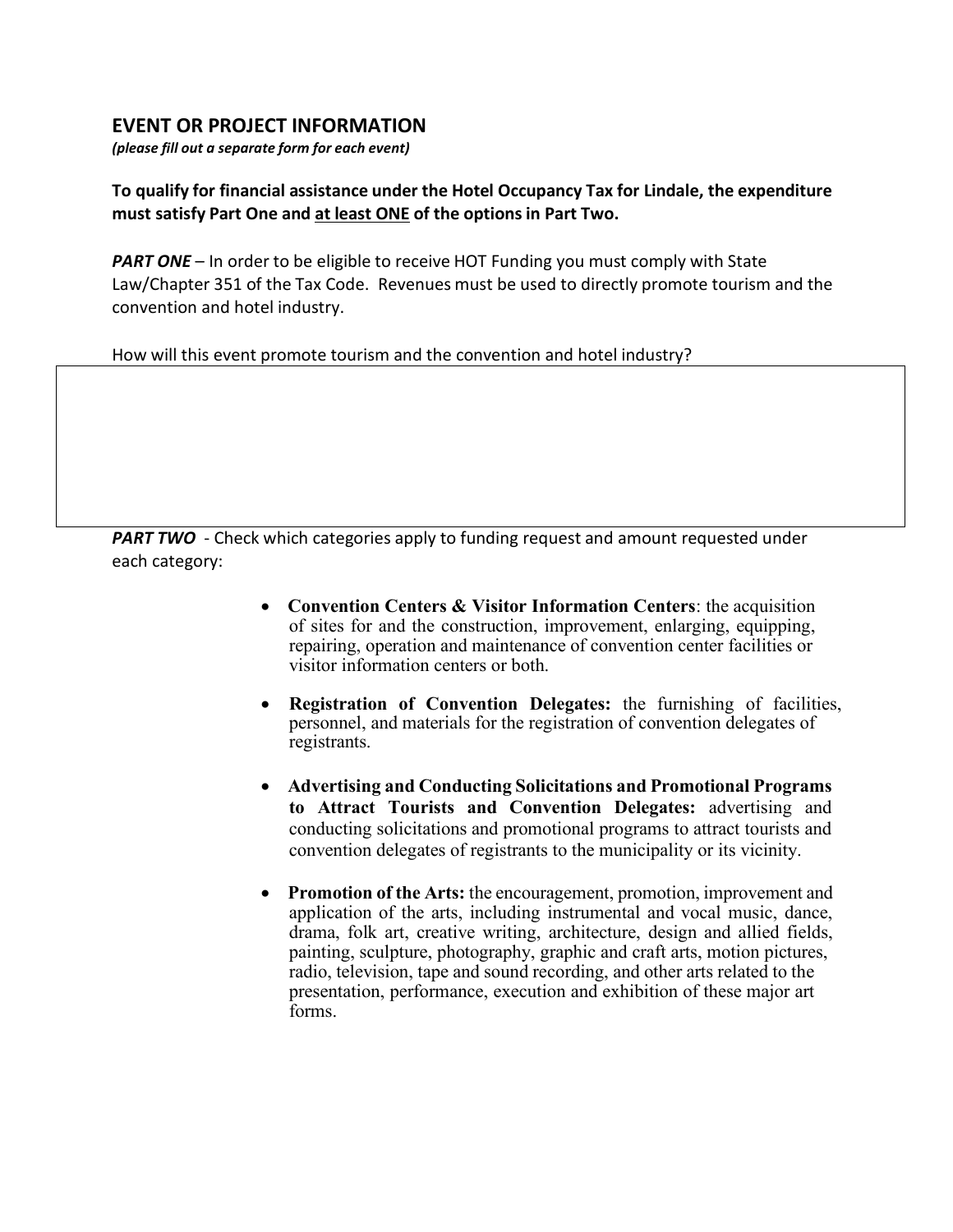## EVENT OR PROJECT INFORMATION

***(please fill out a separate form for each event)***

**To qualify for financial assistance under the Hotel Occupancy Tax for Lindale, the expenditure must satisfy Part One and <u>at least ONE</u> of the options in Part Two.**

***PART ONE*** – In order to be eligible to receive HOT Funding you must comply with State Law/Chapter 351 of the Tax Code. Revenues must be used to directly promote tourism and the convention and hotel industry.

How will this event promote tourism and the convention and hotel industry?

| |
|---|
| |

***PART TWO*** - Check which categories apply to funding request and amount requested under each category:

- **Convention Centers & Visitor Information Centers**: the acquisition of sites for and the construction, improvement, enlarging, equipping, repairing, operation and maintenance of convention center facilities or visitor information centers or both.
- **Registration of Convention Delegates:** the furnishing of facilities, personnel, and materials for the registration of convention delegates of registrants.
- **Advertising and Conducting Solicitations and Promotional Programs to Attract Tourists and Convention Delegates:** advertising and conducting solicitations and promotional programs to attract tourists and convention delegates of registrants to the municipality or its vicinity.
- **Promotion of the Arts:** the encouragement, promotion, improvement and application of the arts, including instrumental and vocal music, dance, drama, folk art, creative writing, architecture, design and allied fields, painting, sculpture, photography, graphic and craft arts, motion pictures, radio, television, tape and sound recording, and other arts related to the presentation, performance, execution and exhibition of these major art forms.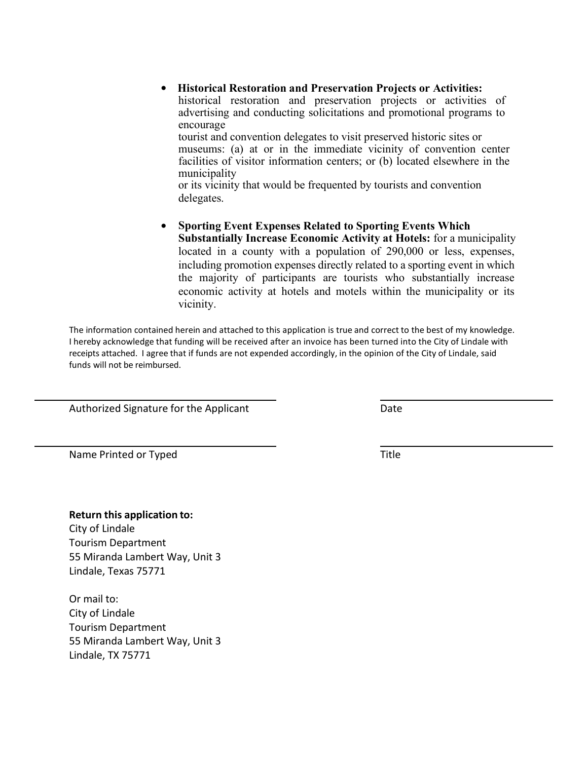- **Historical Restoration and Preservation Projects or Activities:** historical restoration and preservation projects or activities of advertising and conducting solicitations and promotional programs to encourage tourist and convention delegates to visit preserved historic sites or museums: (a) at or in the immediate vicinity of convention center facilities of visitor information centers; or (b) located elsewhere in the municipality or its vicinity that would be frequented by tourists and convention delegates.

- **Sporting Event Expenses Related to Sporting Events Which Substantially Increase Economic Activity at Hotels:** for a municipality located in a county with a population of 290,000 or less, expenses, including promotion expenses directly related to a sporting event in which the majority of participants are tourists who substantially increase economic activity at hotels and motels within the municipality or its vicinity.

The information contained herein and attached to this application is true and correct to the best of my knowledge. I hereby acknowledge that funding will be received after an invoice has been turned into the City of Lindale with receipts attached. I agree that if funds are not expended accordingly, in the opinion of the City of Lindale, said funds will not be reimbursed.

______________________________ ______________________________
Authorized Signature for the Applicant Date

______________________________ ______________________________
Name Printed or Typed Title

**Return this application to:**
City of Lindale
Tourism Department
55 Miranda Lambert Way, Unit 3
Lindale, Texas 75771

Or mail to:
City of Lindale
Tourism Department
55 Miranda Lambert Way, Unit 3
Lindale, TX 75771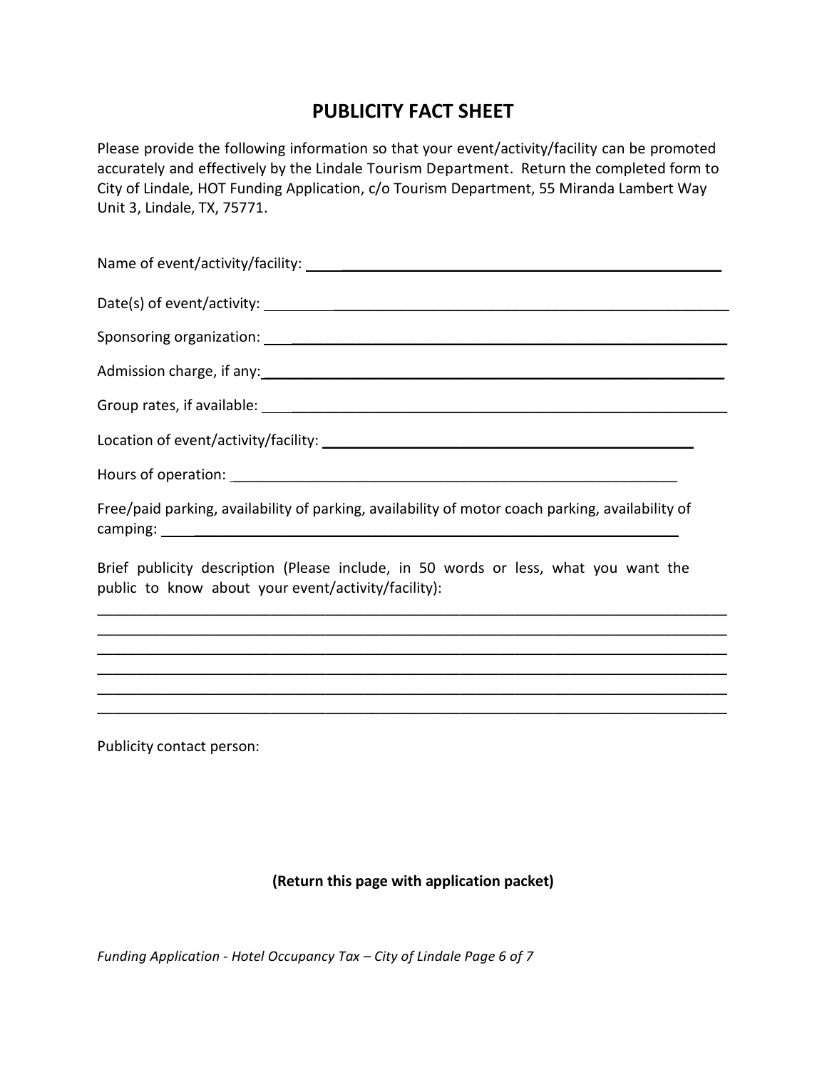# PUBLICITY FACT SHEET

Please provide the following information so that your event/activity/facility can be promoted accurately and effectively by the Lindale Tourism Department. Return the completed form to City of Lindale, HOT Funding Application, c/o Tourism Department, 55 Miranda Lambert Way Unit 3, Lindale, TX, 75771.

Name of event/activity/facility: ____________________________________________________

Date(s) of event/activity: ____________________________________________________

Sponsoring organization: ____________________________________________________

Admission charge, if any: ____________________________________________________

Group rates, if available: ____________________________________________________

Location of event/activity/facility: ____________________________________________

Hours of operation: ____________________________________________________

Free/paid parking, availability of parking, availability of motor coach parking, availability of camping: ____________________________________________________

Brief publicity description (Please include, in 50 words or less, what you want the public to know about your event/activity/facility):

______________________________________________________________________________
______________________________________________________________________________
______________________________________________________________________________
______________________________________________________________________________
______________________________________________________________________________
______________________________________________________________________________

Publicity contact person:

**(Return this page with application packet)**

*Funding Application - Hotel Occupancy Tax – City of Lindale*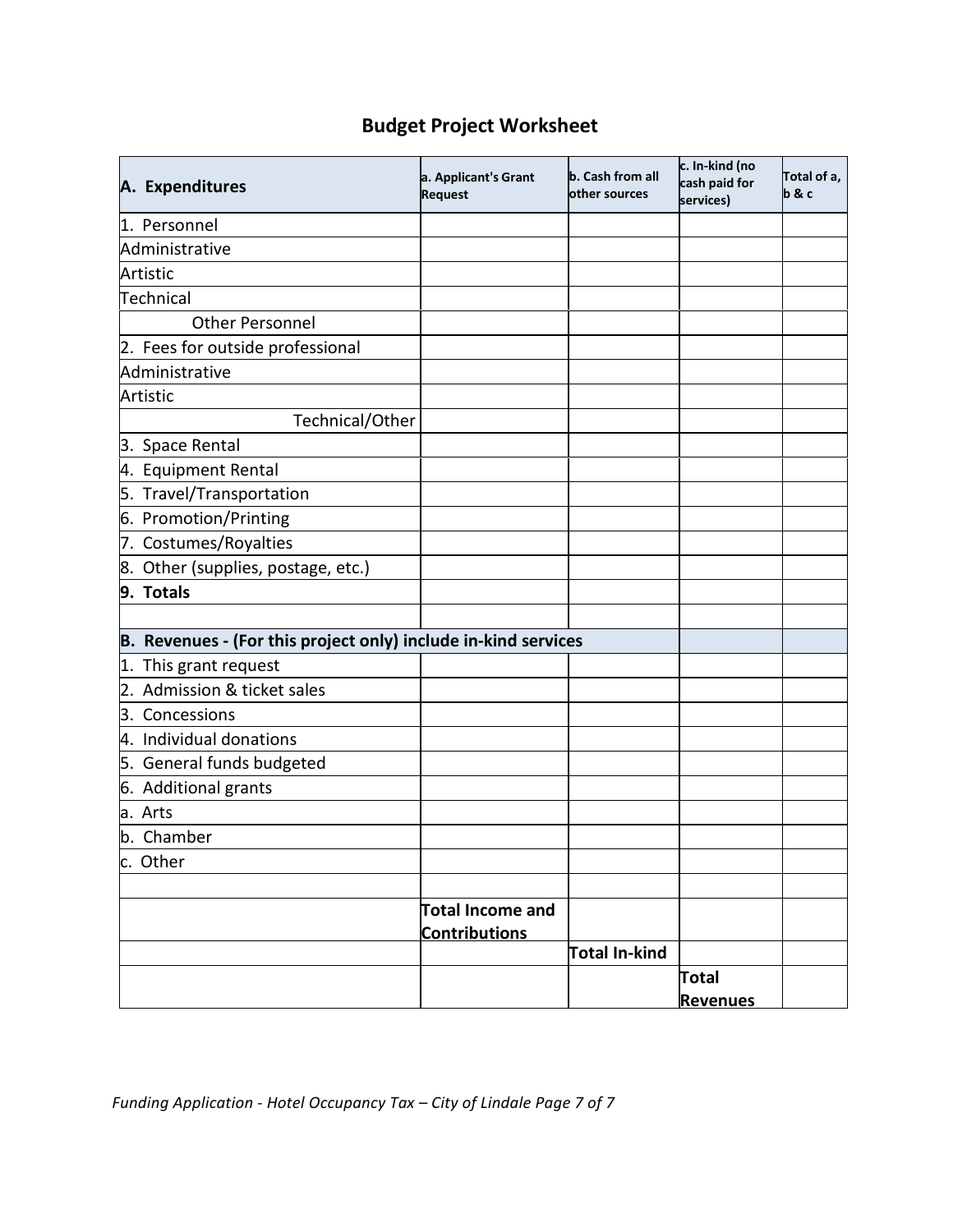## Budget Project Worksheet

| A. Expenditures | a. Applicant's Grant Request | b. Cash from all other sources | c. In-kind (no cash paid for services) | Total of a, b & c |
|---|---|---|---|---|
| 1. Personnel | | | | |
| Administrative | | | | |
| Artistic | | | | |
| Technical | | | | |
| Other Personnel | | | | |
| 2. Fees for outside professional | | | | |
| Administrative | | | | |
| Artistic | | | | |
| Technical/Other | | | | |
| 3. Space Rental | | | | |
| 4. Equipment Rental | | | | |
| 5. Travel/Transportation | | | | |
| 6. Promotion/Printing | | | | |
| 7. Costumes/Royalties | | | | |
| 8. Other (supplies, postage, etc.) | | | | |
| **9. Totals** | | | | |
| | | | | |
| **B. Revenues - (For this project only) include in-kind services** | | | | |
| 1. This grant request | | | | |
| 2. Admission & ticket sales | | | | |
| 3. Concessions | | | | |
| 4. Individual donations | | | | |
| 5. General funds budgeted | | | | |
| 6. Additional grants | | | | |
| a. Arts | | | | |
| b. Chamber | | | | |
| c. Other | | | | |
| | | | | |
| | **Total Income and Contributions** | | | |
| | | **Total In-kind** | | |
| | | | **Total Revenues** | |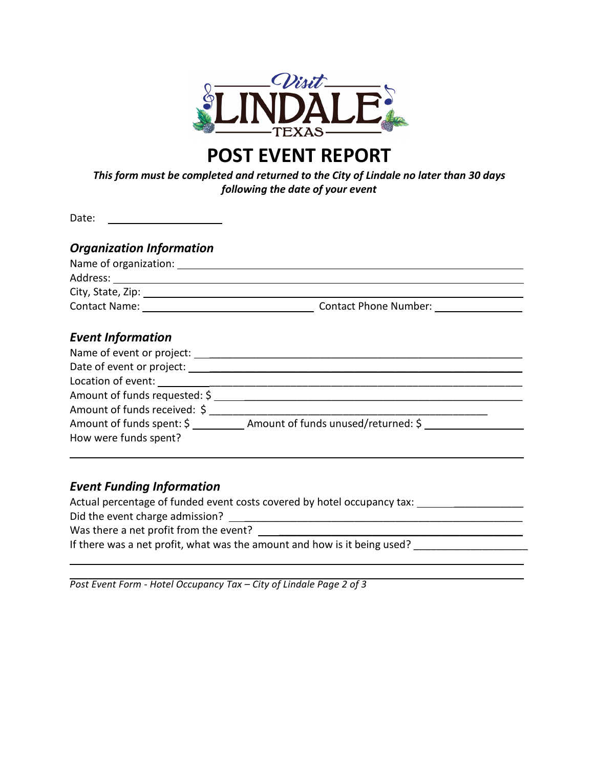# POST EVENT REPORT

***This form must be completed and returned to the City of Lindale no later than 30 days following the date of your event***

Date: ____________________

## *Organization Information*

Name of organization: ____________________

Address: ____________________

City, State, Zip: ____________________

Contact Name: ____________________ Contact Phone Number: ____________________

## *Event Information*

Name of event or project: ____________________

Date of event or project: ____________________

Location of event: ____________________

Amount of funds requested: $ ____________________

Amount of funds received: $ ____________________

Amount of funds spent: $ __________ Amount of funds unused/returned: $ ____________________

How were funds spent?

____________________

## *Event Funding Information*

Actual percentage of funded event costs covered by hotel occupancy tax: ____________________

Did the event charge admission? ____________________

Was there a net profit from the event? ____________________

If there was a net profit, what was the amount and how is it being used? ____________________

____________________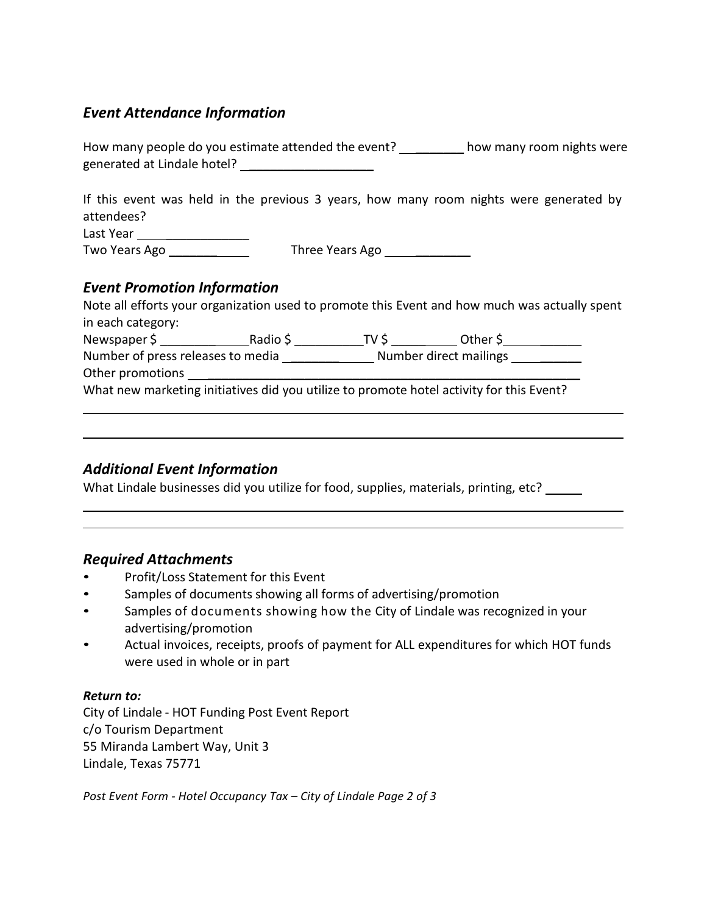### *Event Attendance Information*

How many people do you estimate attended the event? _________ how many room nights were generated at Lindale hotel? ___________________

If this event was held in the previous 3 years, how many room nights were generated by attendees?

Last Year _______________

Two Years Ago ___________ Three Years Ago ___________

### *Event Promotion Information*

Note all efforts your organization used to promote this Event and how much was actually spent in each category:

Newspaper $ ____________ Radio $ __________ TV $ __________ Other $ ___________

Number of press releases to media ____________ Number direct mailings ___________

Other promotions ______________________________________________________________

What new marketing initiatives did you utilize to promote hotel activity for this Event?

______________________________________________________________________________

______________________________________________________________________________

### *Additional Event Information*

What Lindale businesses did you utilize for food, supplies, materials, printing, etc? _____

______________________________________________________________________________

______________________________________________________________________________

### *Required Attachments*

- Profit/Loss Statement for this Event
- Samples of documents showing all forms of advertising/promotion
- Samples of documents showing how the City of Lindale was recognized in your advertising/promotion
- Actual invoices, receipts, proofs of payment for ALL expenditures for which HOT funds were used in whole or in part

***Return to:***

City of Lindale - HOT Funding Post Event Report
c/o Tourism Department
55 Miranda Lambert Way, Unit 3
Lindale, Texas 75771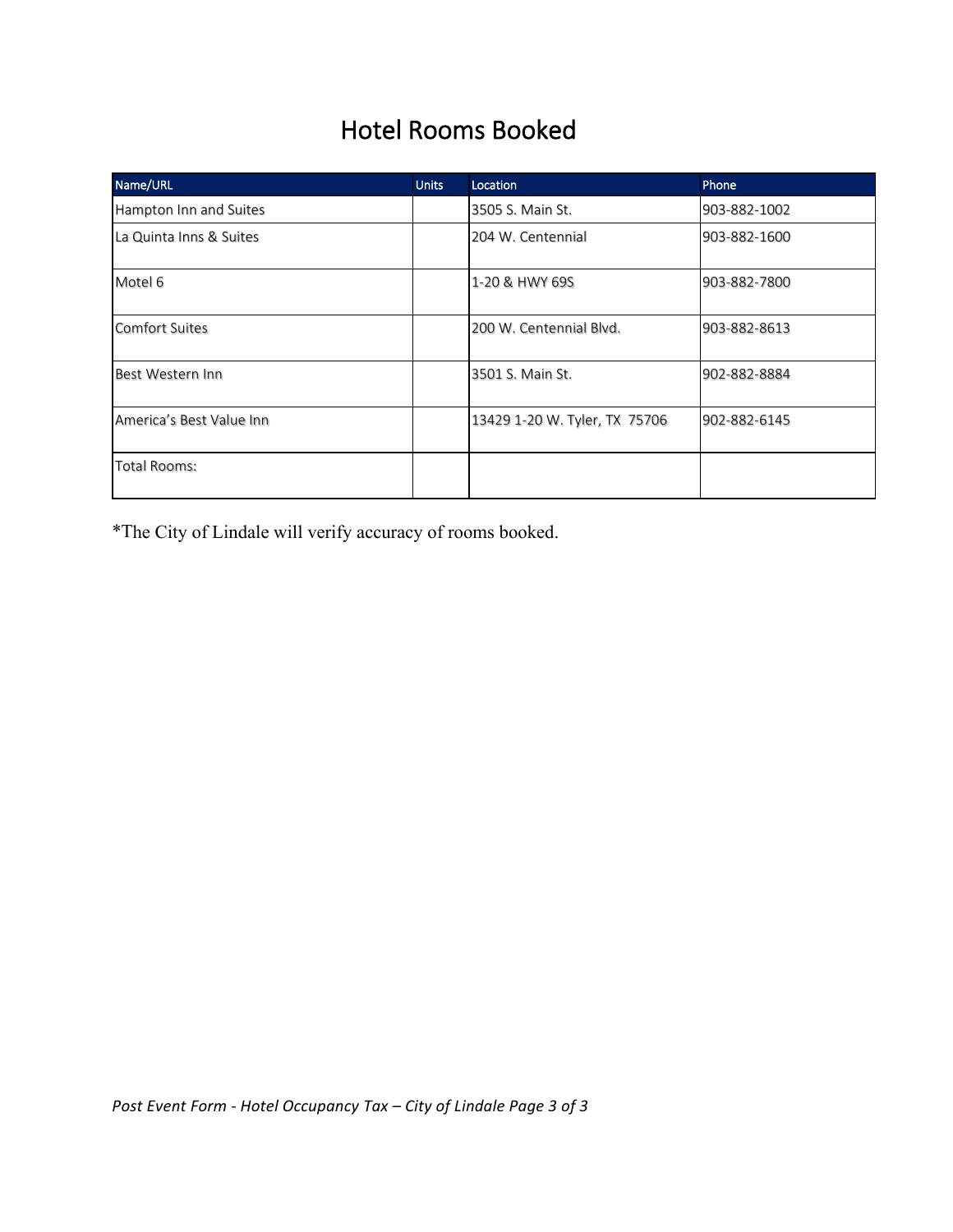# Hotel Rooms Booked

| Name/URL | Units | Location | Phone |
|---|---|---|---|
| Hampton Inn and Suites | | 3505 S. Main St. | 903-882-1002 |
| La Quinta Inns & Suites | | 204 W. Centennial | 903-882-1600 |
| Motel 6 | | 1-20 & HWY 69S | 903-882-7800 |
| Comfort Suites | | 200 W. Centennial Blvd. | 903-882-8613 |
| Best Western Inn | | 3501 S. Main St. | 902-882-8884 |
| America's Best Value Inn | | 13429 1-20 W. Tyler, TX 75706 | 902-882-6145 |
| Total Rooms: | | | |

*The City of Lindale will verify accuracy of rooms booked.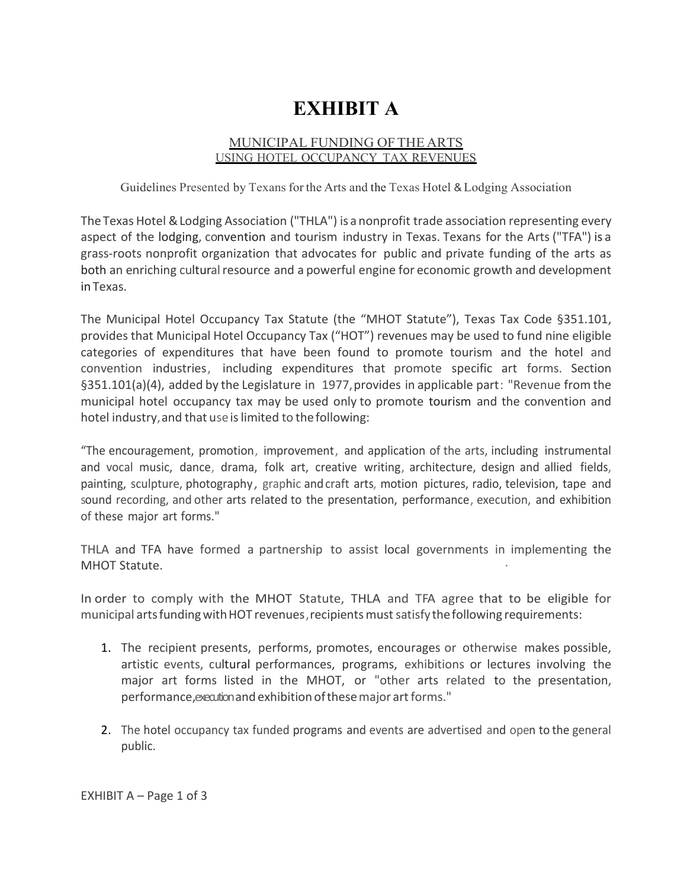# EXHIBIT A

MUNICIPAL FUNDING OF THE ARTS
USING HOTEL OCCUPANCY TAX REVENUES

Guidelines Presented by Texans for the Arts and the Texas Hotel & Lodging Association

The Texas Hotel & Lodging Association ("THLA") is a nonprofit trade association representing every aspect of the lodging, convention and tourism industry in Texas. Texans for the Arts ("TFA") is a grass-roots nonprofit organization that advocates for public and private funding of the arts as both an enriching cultural resource and a powerful engine for economic growth and development in Texas.

The Municipal Hotel Occupancy Tax Statute (the "MHOT Statute"), Texas Tax Code §351.101, provides that Municipal Hotel Occupancy Tax ("HOT") revenues may be used to fund nine eligible categories of expenditures that have been found to promote tourism and the hotel and convention industries, including expenditures that promote specific art forms. Section §351.101(a)(4), added by the Legislature in 1977, provides in applicable part: "Revenue from the municipal hotel occupancy tax may be used only to promote tourism and the convention and hotel industry, and that use is limited to the following:

"The encouragement, promotion, improvement, and application of the arts, including instrumental and vocal music, dance, drama, folk art, creative writing, architecture, design and allied fields, painting, sculpture, photography, graphic and craft arts, motion pictures, radio, television, tape and sound recording, and other arts related to the presentation, performance, execution, and exhibition of these major art forms."

THLA and TFA have formed a partnership to assist local governments in implementing the MHOT Statute.

In order to comply with the MHOT Statute, THLA and TFA agree that to be eligible for municipal arts funding with HOT revenues, recipients must satisfy the following requirements:

1. The recipient presents, performs, promotes, encourages or otherwise makes possible, artistic events, cultural performances, programs, exhibitions or lectures involving the major art forms listed in the MHOT, or "other arts related to the presentation, performance, execution and exhibition of these major art forms."

2. The hotel occupancy tax funded programs and events are advertised and open to the general public.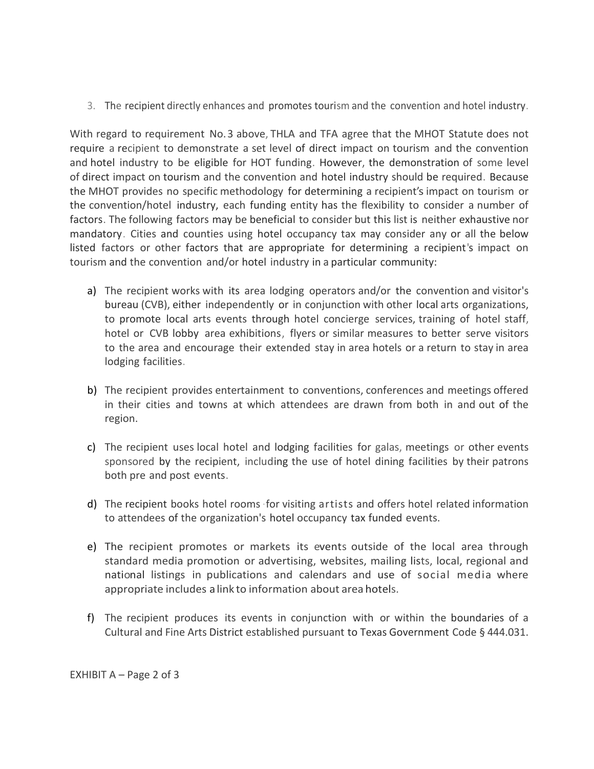3. The recipient directly enhances and promotes tourism and the convention and hotel industry.

With regard to requirement No. 3 above, THLA and TFA agree that the MHOT Statute does not require a recipient to demonstrate a set level of direct impact on tourism and the convention and hotel industry to be eligible for HOT funding. However, the demonstration of some level of direct impact on tourism and the convention and hotel industry should be required. Because the MHOT provides no specific methodology for determining a recipient's impact on tourism or the convention/hotel industry, each funding entity has the flexibility to consider a number of factors. The following factors may be beneficial to consider but this list is neither exhaustive nor mandatory. Cities and counties using hotel occupancy tax may consider any or all the below listed factors or other factors that are appropriate for determining a recipient's impact on tourism and the convention and/or hotel industry in a particular community:

a) The recipient works with its area lodging operators and/or the convention and visitor's bureau (CVB), either independently or in conjunction with other local arts organizations, to promote local arts events through hotel concierge services, training of hotel staff, hotel or CVB lobby area exhibitions, flyers or similar measures to better serve visitors to the area and encourage their extended stay in area hotels or a return to stay in area lodging facilities.

b) The recipient provides entertainment to conventions, conferences and meetings offered in their cities and towns at which attendees are drawn from both in and out of the region.

c) The recipient uses local hotel and lodging facilities for galas, meetings or other events sponsored by the recipient, including the use of hotel dining facilities by their patrons both pre and post events.

d) The recipient books hotel rooms for visiting artists and offers hotel related information to attendees of the organization's hotel occupancy tax funded events.

e) The recipient promotes or markets its events outside of the local area through standard media promotion or advertising, websites, mailing lists, local, regional and national listings in publications and calendars and use of social media where appropriate includes a link to information about area hotels.

f) The recipient produces its events in conjunction with or within the boundaries of a Cultural and Fine Arts District established pursuant to Texas Government Code § 444.031.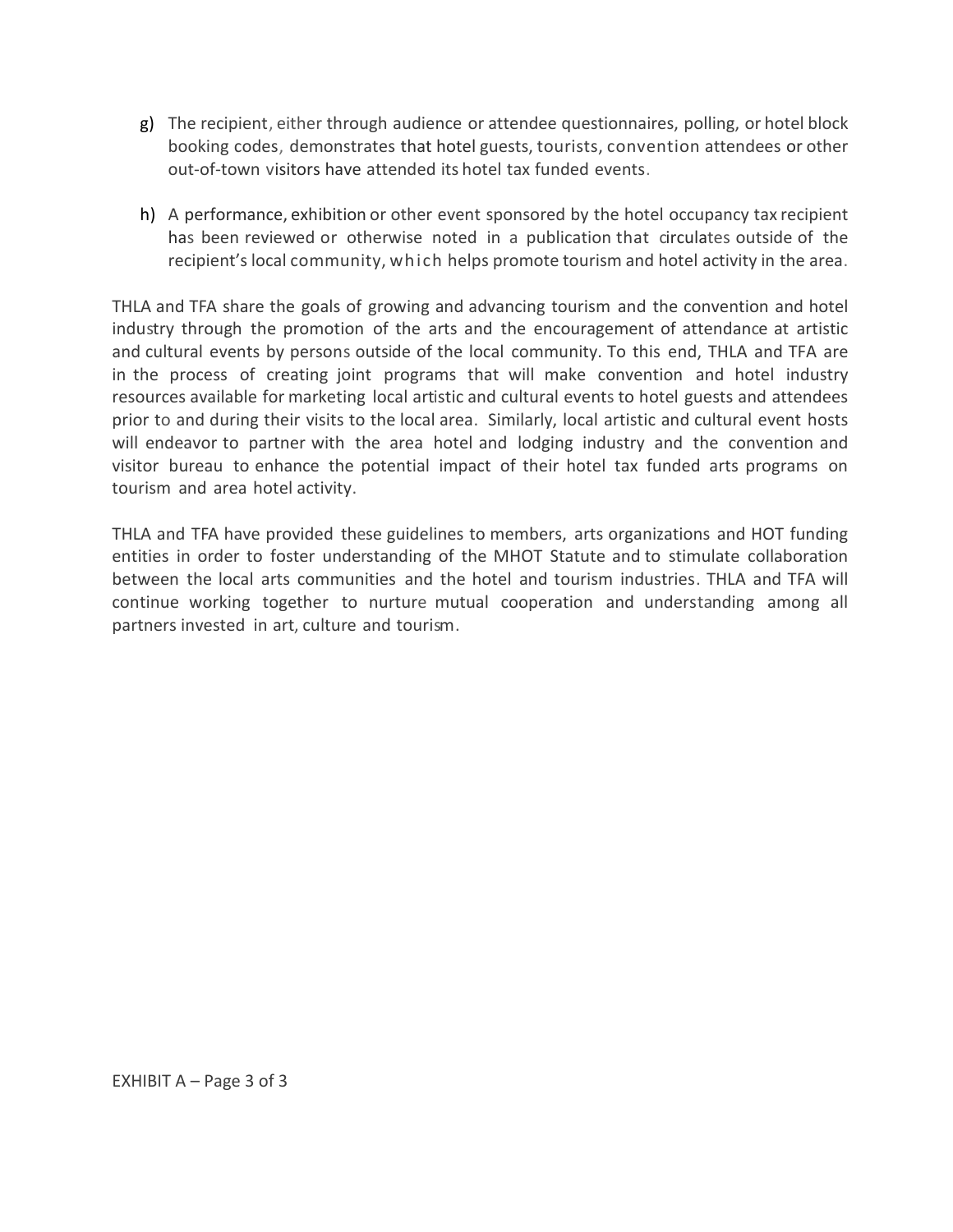g) The recipient, either through audience or attendee questionnaires, polling, or hotel block booking codes, demonstrates that hotel guests, tourists, convention attendees or other out-of-town visitors have attended its hotel tax funded events.

h) A performance, exhibition or other event sponsored by the hotel occupancy tax recipient has been reviewed or otherwise noted in a publication that circulates outside of the recipient's local community, which helps promote tourism and hotel activity in the area.

THLA and TFA share the goals of growing and advancing tourism and the convention and hotel industry through the promotion of the arts and the encouragement of attendance at artistic and cultural events by persons outside of the local community. To this end, THLA and TFA are in the process of creating joint programs that will make convention and hotel industry resources available for marketing local artistic and cultural events to hotel guests and attendees prior to and during their visits to the local area. Similarly, local artistic and cultural event hosts will endeavor to partner with the area hotel and lodging industry and the convention and visitor bureau to enhance the potential impact of their hotel tax funded arts programs on tourism and area hotel activity.

THLA and TFA have provided these guidelines to members, arts organizations and HOT funding entities in order to foster understanding of the MHOT Statute and to stimulate collaboration between the local arts communities and the hotel and tourism industries. THLA and TFA will continue working together to nurture mutual cooperation and understanding among all partners invested in art, culture and tourism.